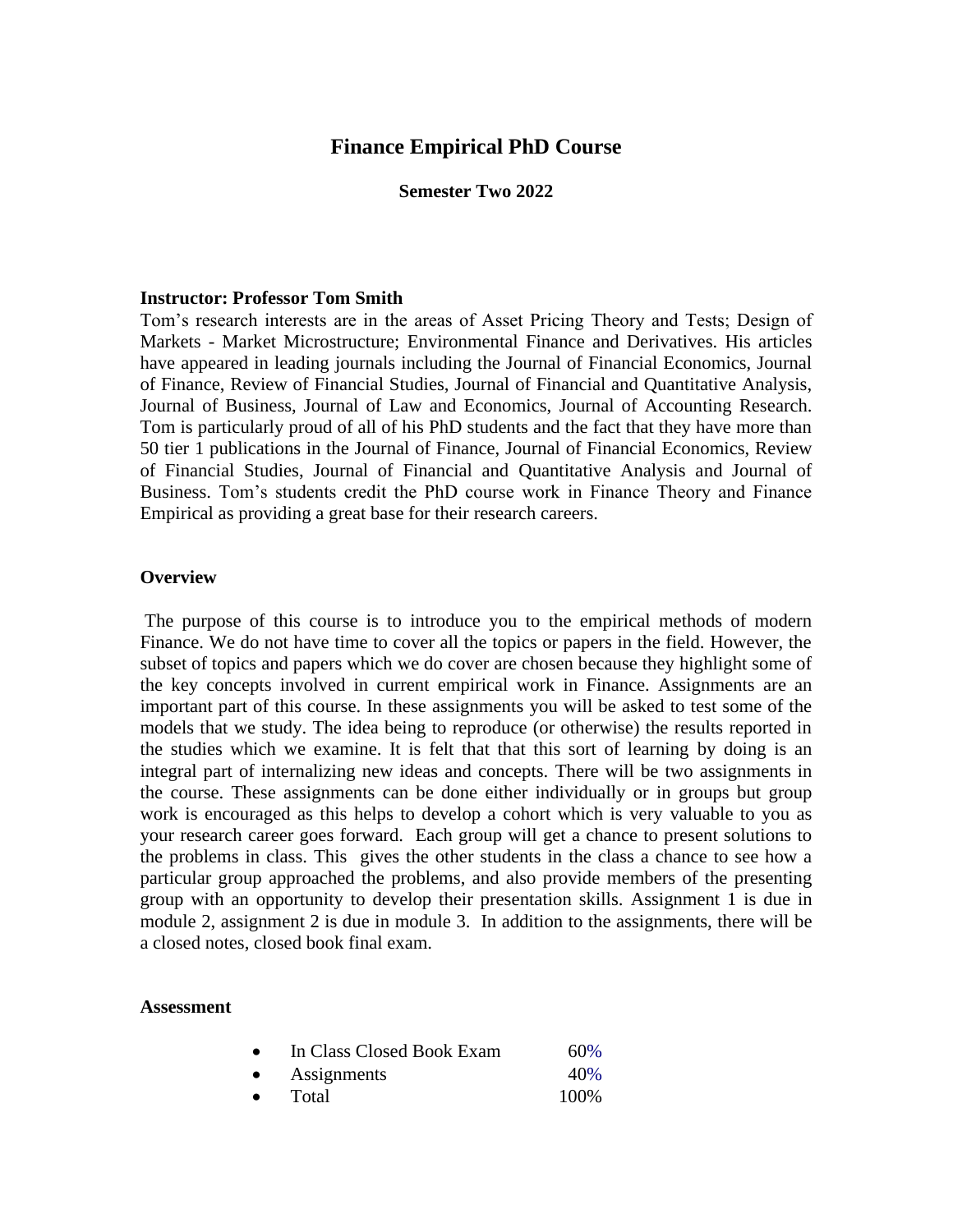# Finance Empirical PhD Course

**Semester Two 2022**

**Instructor: Professor Tom Smith**

Tom's research interests are in the areas of Asset Pricing Theory and Tests; Design of Markets - Market Microstructure; Environmental Finance and Derivatives. His articles have appeared in leading journals including the Journal of Financial Economics, Journal of Finance, Review of Financial Studies, Journal of Financial and Quantitative Analysis, Journal of Business, Journal of Law and Economics, Journal of Accounting Research. Tom is particularly proud of all of his PhD students and the fact that they have more than 50 tier 1 publications in the Journal of Finance, Journal of Financial Economics, Review of Financial Studies, Journal of Financial and Quantitative Analysis and Journal of Business. Tom's students credit the PhD course work in Finance Theory and Finance Empirical as providing a great base for their research careers.

**Overview**

The purpose of this course is to introduce you to the empirical methods of modern Finance. We do not have time to cover all the topics or papers in the field. However, the subset of topics and papers which we do cover are chosen because they highlight some of the key concepts involved in current empirical work in Finance. Assignments are an important part of this course. In these assignments you will be asked to test some of the models that we study. The idea being to reproduce (or otherwise) the results reported in the studies which we examine. It is felt that that this sort of learning by doing is an integral part of internalizing new ideas and concepts. There will be two assignments in the course. These assignments can be done either individually or in groups but group work is encouraged as this helps to develop a cohort which is very valuable to you as your research career goes forward. Each group will get a chance to present solutions to the problems in class. This gives the other students in the class a chance to see how a particular group approached the problems, and also provide members of the presenting group with an opportunity to develop their presentation skills. Assignment 1 is due in module 2, assignment 2 is due in module 3. In addition to the assignments, there will be a closed notes, closed book final exam.

**Assessment**

- In Class Closed Book Exam 60%
- Assignments 40%
- Total 100%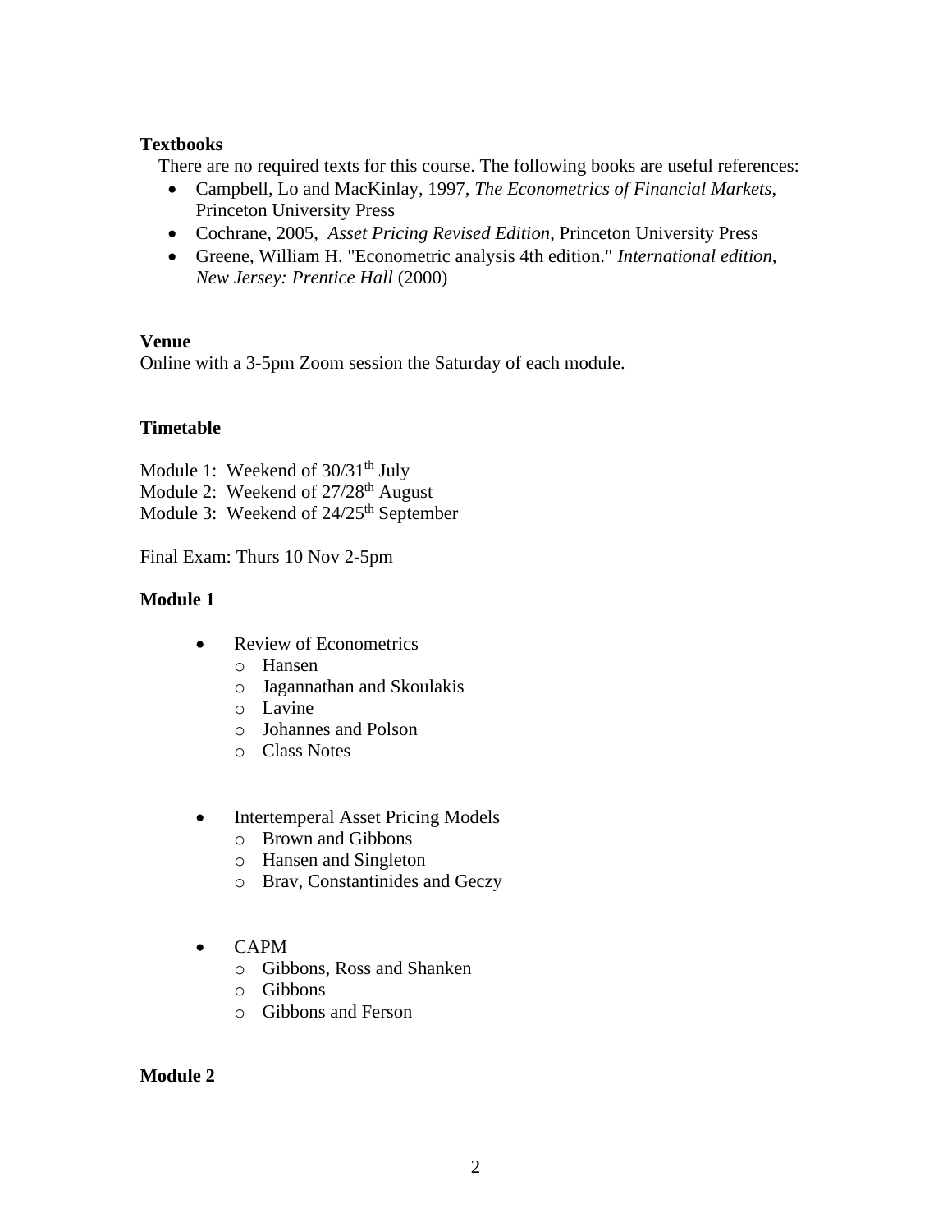**Textbooks**

There are no required texts for this course. The following books are useful references:

- Campbell, Lo and MacKinlay, 1997, *The Econometrics of Financial Markets*, Princeton University Press
- Cochrane, 2005, *Asset Pricing Revised Edition*, Princeton University Press
- Greene, William H. "Econometric analysis 4th edition." *International edition, New Jersey: Prentice Hall* (2000)

**Venue**

Online with a 3-5pm Zoom session the Saturday of each module.

**Timetable**

Module 1: Weekend of 30/31th July
Module 2: Weekend of 27/28th August
Module 3: Weekend of 24/25th September

Final Exam: Thurs 10 Nov 2-5pm

**Module 1**

- Review of Econometrics
  - Hansen
  - Jagannathan and Skoulakis
  - Lavine
  - Johannes and Polson
  - Class Notes

- Intertemperal Asset Pricing Models
  - Brown and Gibbons
  - Hansen and Singleton
  - Brav, Constantinides and Geczy

- CAPM
  - Gibbons, Ross and Shanken
  - Gibbons
  - Gibbons and Ferson

**Module 2**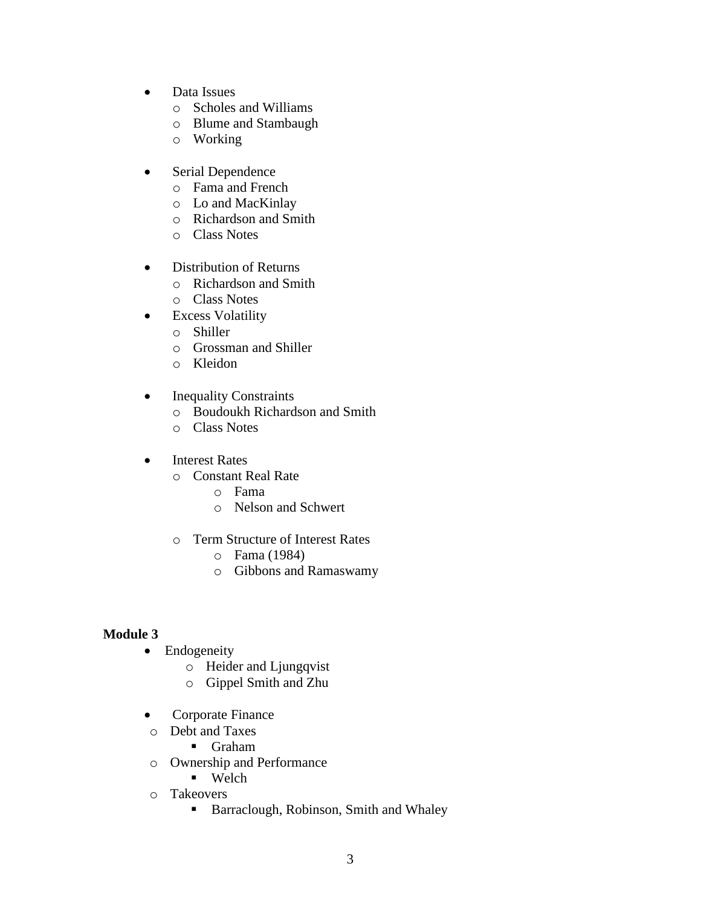- Data Issues
  - Scholes and Williams
  - Blume and Stambaugh
  - Working

- Serial Dependence
  - Fama and French
  - Lo and MacKinlay
  - Richardson and Smith
  - Class Notes

- Distribution of Returns
  - Richardson and Smith
  - Class Notes
- Excess Volatility
  - Shiller
  - Grossman and Shiller
  - Kleidon

- Inequality Constraints
  - Boudoukh Richardson and Smith
  - Class Notes

- Interest Rates
  - Constant Real Rate
    - Fama
    - Nelson and Schwert

  - Term Structure of Interest Rates
    - Fama (1984)
    - Gibbons and Ramaswamy

**Module 3**

- Endogeneity
  - Heider and Ljungqvist
  - Gippel Smith and Zhu

- Corporate Finance
  - Debt and Taxes
    - Graham
  - Ownership and Performance
    - Welch
  - Takeovers
    - Barraclough, Robinson, Smith and Whaley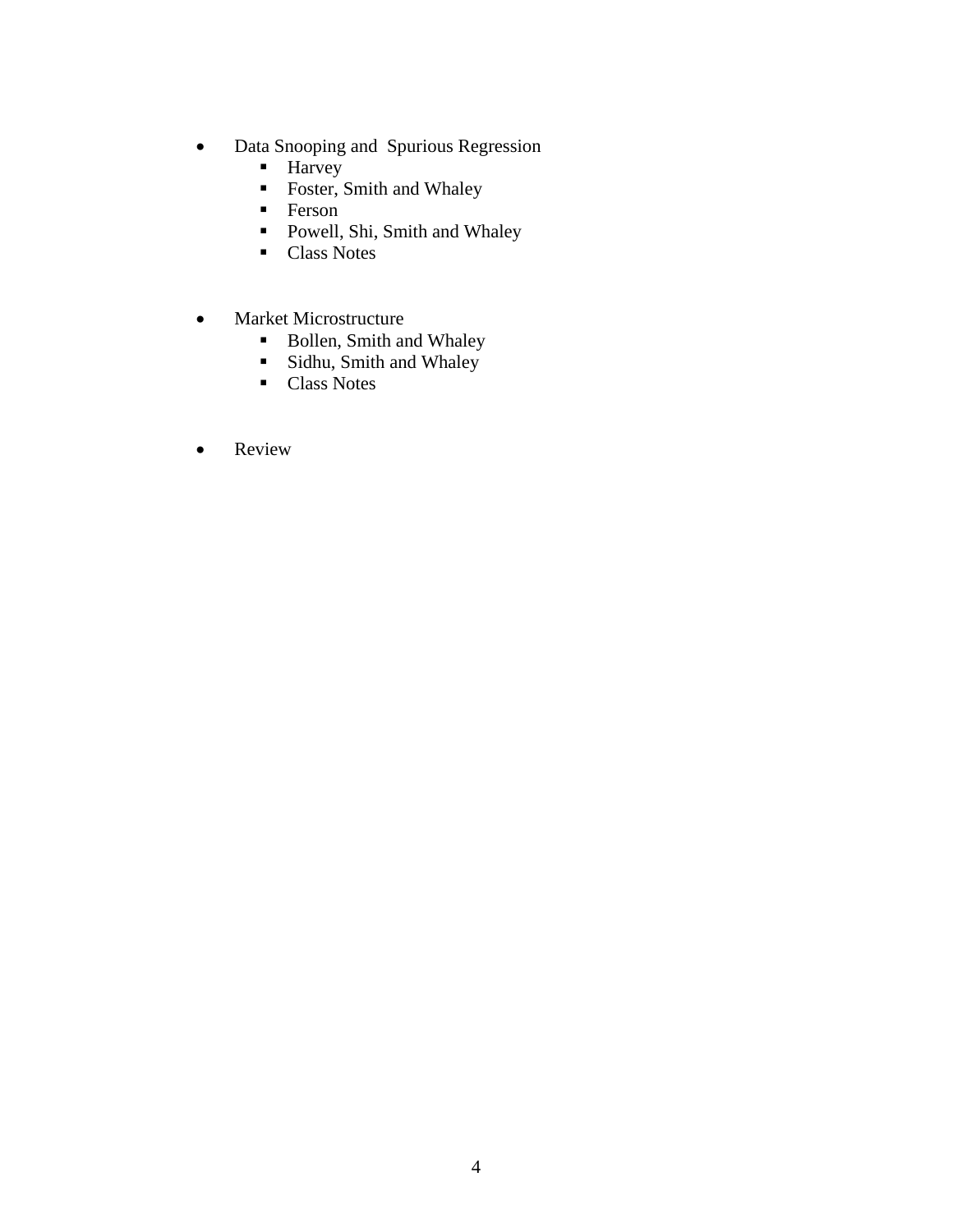- Data Snooping and Spurious Regression
  - Harvey
  - Foster, Smith and Whaley
  - Ferson
  - Powell, Shi, Smith and Whaley
  - Class Notes

- Market Microstructure
  - Bollen, Smith and Whaley
  - Sidhu, Smith and Whaley
  - Class Notes

- Review